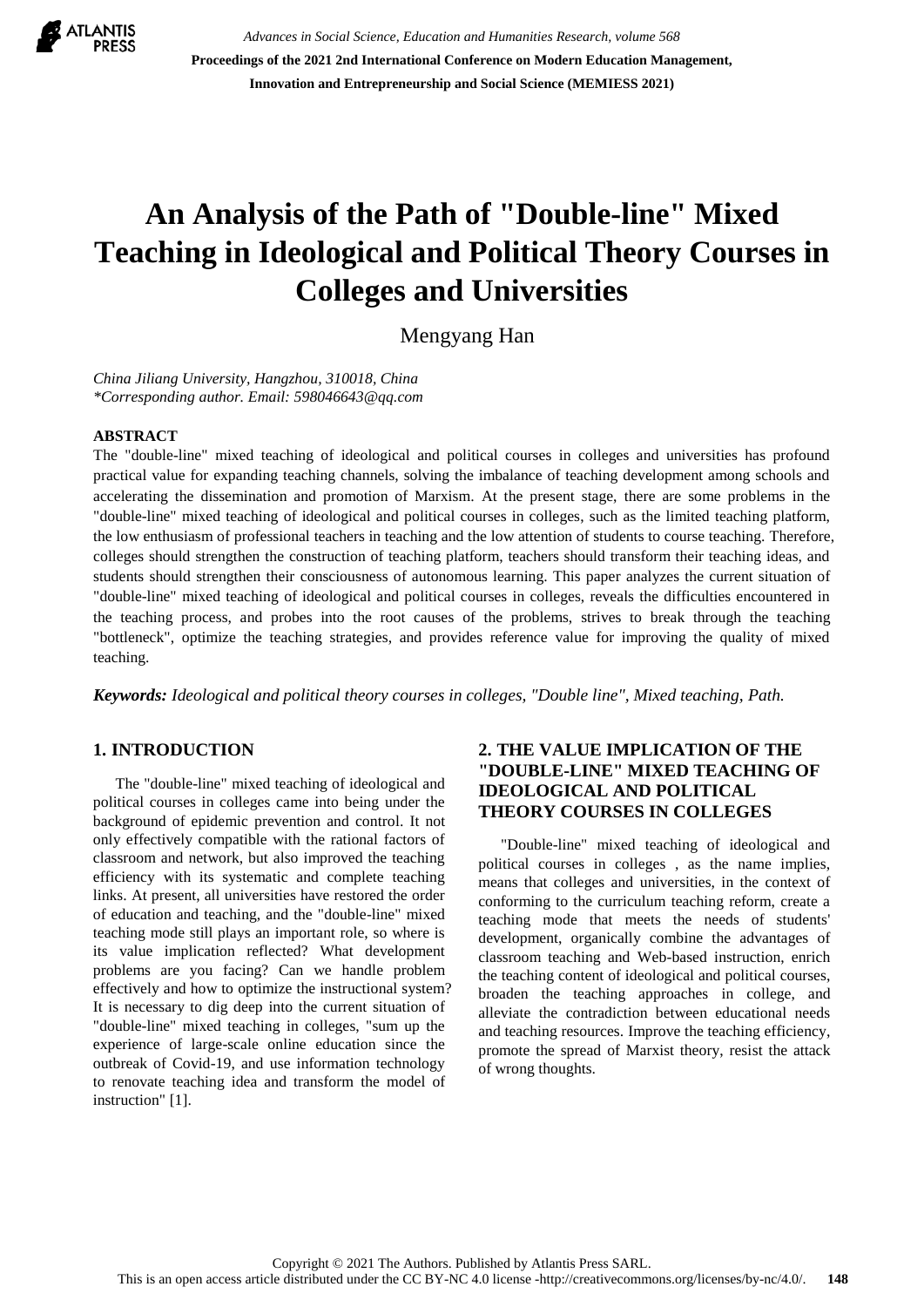# An Analysis of the Path of "Double-line" Mixed Teaching in Ideological and Political Theory Courses in Colleges and Universities

Mengyang Han

*China Jiliang University, Hangzhou, 310018, China*
*\*Corresponding author. Email: 598046643@qq.com*

## ABSTRACT

The "double-line" mixed teaching of ideological and political courses in colleges and universities has profound practical value for expanding teaching channels, solving the imbalance of teaching development among schools and accelerating the dissemination and promotion of Marxism. At the present stage, there are some problems in the "double-line" mixed teaching of ideological and political courses in colleges, such as the limited teaching platform, the low enthusiasm of professional teachers in teaching and the low attention of students to course teaching. Therefore, colleges should strengthen the construction of teaching platform, teachers should transform their teaching ideas, and students should strengthen their consciousness of autonomous learning. This paper analyzes the current situation of "double-line" mixed teaching of ideological and political courses in colleges, reveals the difficulties encountered in the teaching process, and probes into the root causes of the problems, strives to break through the teaching "bottleneck", optimize the teaching strategies, and provides reference value for improving the quality of mixed teaching.

***Keywords:*** *Ideological and political theory courses in colleges, "Double line", Mixed teaching, Path.*

## 1. INTRODUCTION

The "double-line" mixed teaching of ideological and political courses in colleges came into being under the background of epidemic prevention and control. It not only effectively compatible with the rational factors of classroom and network, but also improved the teaching efficiency with its systematic and complete teaching links. At present, all universities have restored the order of education and teaching, and the "double-line" mixed teaching mode still plays an important role, so where is its value implication reflected? What development problems are you facing? Can we handle problem effectively and how to optimize the instructional system? It is necessary to dig deep into the current situation of "double-line" mixed teaching in colleges, "sum up the experience of large-scale online education since the outbreak of Covid-19, and use information technology to renovate teaching idea and transform the model of instruction" [1].

## 2. THE VALUE IMPLICATION OF THE "DOUBLE-LINE" MIXED TEACHING OF IDEOLOGICAL AND POLITICAL THEORY COURSES IN COLLEGES

"Double-line" mixed teaching of ideological and political courses in colleges , as the name implies, means that colleges and universities, in the context of conforming to the curriculum teaching reform, create a teaching mode that meets the needs of students' development, organically combine the advantages of classroom teaching and Web-based instruction, enrich the teaching content of ideological and political courses, broaden the teaching approaches in college, and alleviate the contradiction between educational needs and teaching resources. Improve the teaching efficiency, promote the spread of Marxist theory, resist the attack of wrong thoughts.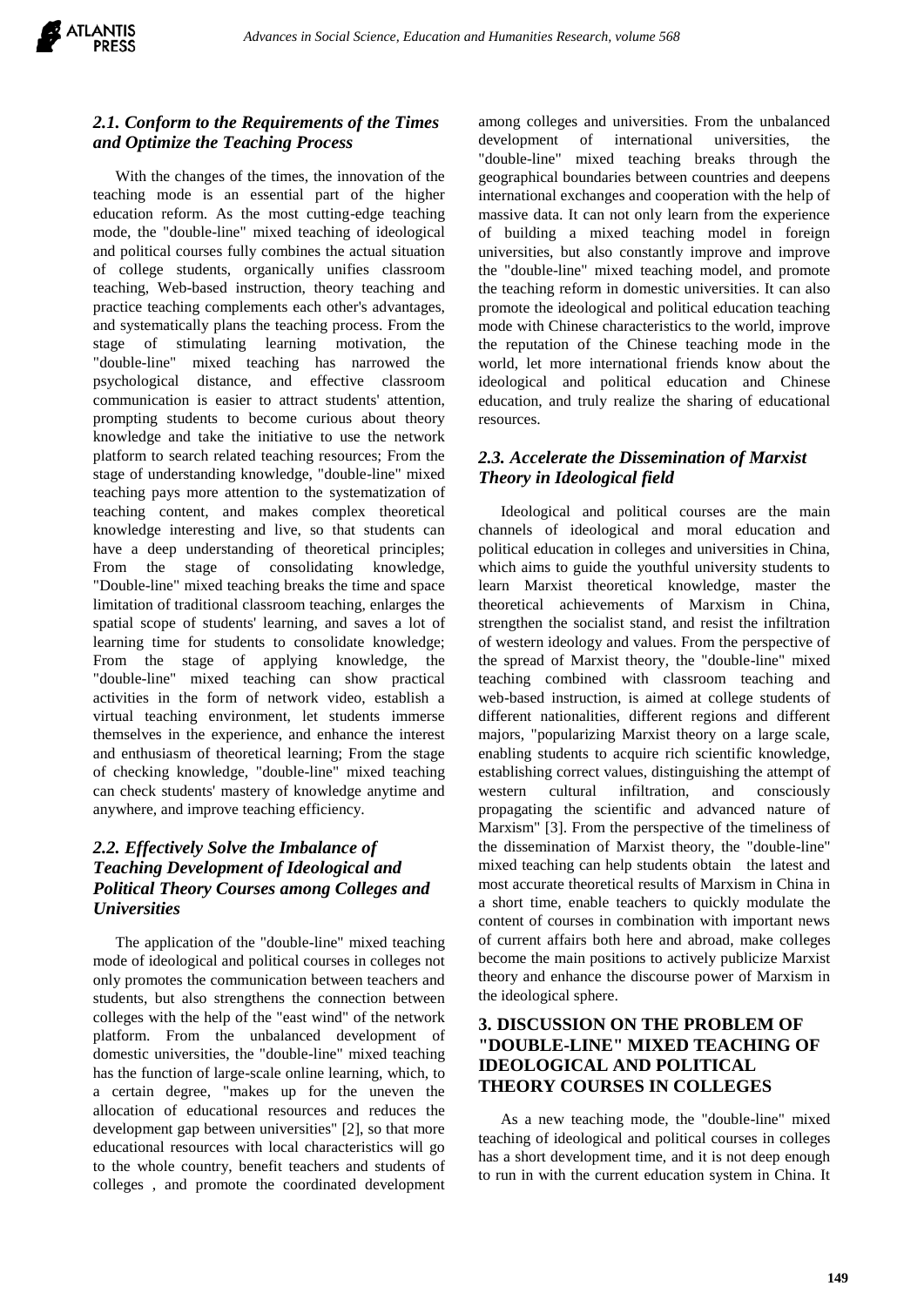### *2.1. Conform to the Requirements of the Times and Optimize the Teaching Process*

With the changes of the times, the innovation of the teaching mode is an essential part of the higher education reform. As the most cutting-edge teaching mode, the "double-line" mixed teaching of ideological and political courses fully combines the actual situation of college students, organically unifies classroom teaching, Web-based instruction, theory teaching and practice teaching complements each other's advantages, and systematically plans the teaching process. From the stage of stimulating learning motivation, the "double-line" mixed teaching has narrowed the psychological distance, and effective classroom communication is easier to attract students' attention, prompting students to become curious about theory knowledge and take the initiative to use the network platform to search related teaching resources; From the stage of understanding knowledge, "double-line" mixed teaching pays more attention to the systematization of teaching content, and makes complex theoretical knowledge interesting and live, so that students can have a deep understanding of theoretical principles; From the stage of consolidating knowledge, "Double-line" mixed teaching breaks the time and space limitation of traditional classroom teaching, enlarges the spatial scope of students' learning, and saves a lot of learning time for students to consolidate knowledge; From the stage of applying knowledge, the "double-line" mixed teaching can show practical activities in the form of network video, establish a virtual teaching environment, let students immerse themselves in the experience, and enhance the interest and enthusiasm of theoretical learning; From the stage of checking knowledge, "double-line" mixed teaching can check students' mastery of knowledge anytime and anywhere, and improve teaching efficiency.

### *2.2. Effectively Solve the Imbalance of Teaching Development of Ideological and Political Theory Courses among Colleges and Universities*

The application of the "double-line" mixed teaching mode of ideological and political courses in colleges not only promotes the communication between teachers and students, but also strengthens the connection between colleges with the help of the "east wind" of the network platform. From the unbalanced development of domestic universities, the "double-line" mixed teaching has the function of large-scale online learning, which, to a certain degree, "makes up for the uneven the allocation of educational resources and reduces the development gap between universities" [2], so that more educational resources with local characteristics will go to the whole country, benefit teachers and students of colleges , and promote the coordinated development among colleges and universities. From the unbalanced development of international universities, the "double-line" mixed teaching breaks through the geographical boundaries between countries and deepens international exchanges and cooperation with the help of massive data. It can not only learn from the experience of building a mixed teaching model in foreign universities, but also constantly improve and improve the "double-line" mixed teaching model, and promote the teaching reform in domestic universities. It can also promote the ideological and political education teaching mode with Chinese characteristics to the world, improve the reputation of the Chinese teaching mode in the world, let more international friends know about the ideological and political education and Chinese education, and truly realize the sharing of educational resources.

### *2.3. Accelerate the Dissemination of Marxist Theory in Ideological field*

Ideological and political courses are the main channels of ideological and moral education and political education in colleges and universities in China, which aims to guide the youthful university students to learn Marxist theoretical knowledge, master the theoretical achievements of Marxism in China, strengthen the socialist stand, and resist the infiltration of western ideology and values. From the perspective of the spread of Marxist theory, the "double-line" mixed teaching combined with classroom teaching and web-based instruction, is aimed at college students of different nationalities, different regions and different majors, "popularizing Marxist theory on a large scale, enabling students to acquire rich scientific knowledge, establishing correct values, distinguishing the attempt of western cultural infiltration, and consciously propagating the scientific and advanced nature of Marxism" [3]. From the perspective of the timeliness of the dissemination of Marxist theory, the "double-line" mixed teaching can help students obtain the latest and most accurate theoretical results of Marxism in China in a short time, enable teachers to quickly modulate the content of courses in combination with important news of current affairs both here and abroad, make colleges become the main positions to actively publicize Marxist theory and enhance the discourse power of Marxism in the ideological sphere.

## 3. DISCUSSION ON THE PROBLEM OF "DOUBLE-LINE" MIXED TEACHING OF IDEOLOGICAL AND POLITICAL THEORY COURSES IN COLLEGES

As a new teaching mode, the "double-line" mixed teaching of ideological and political courses in colleges has a short development time, and it is not deep enough to run in with the current education system in China. It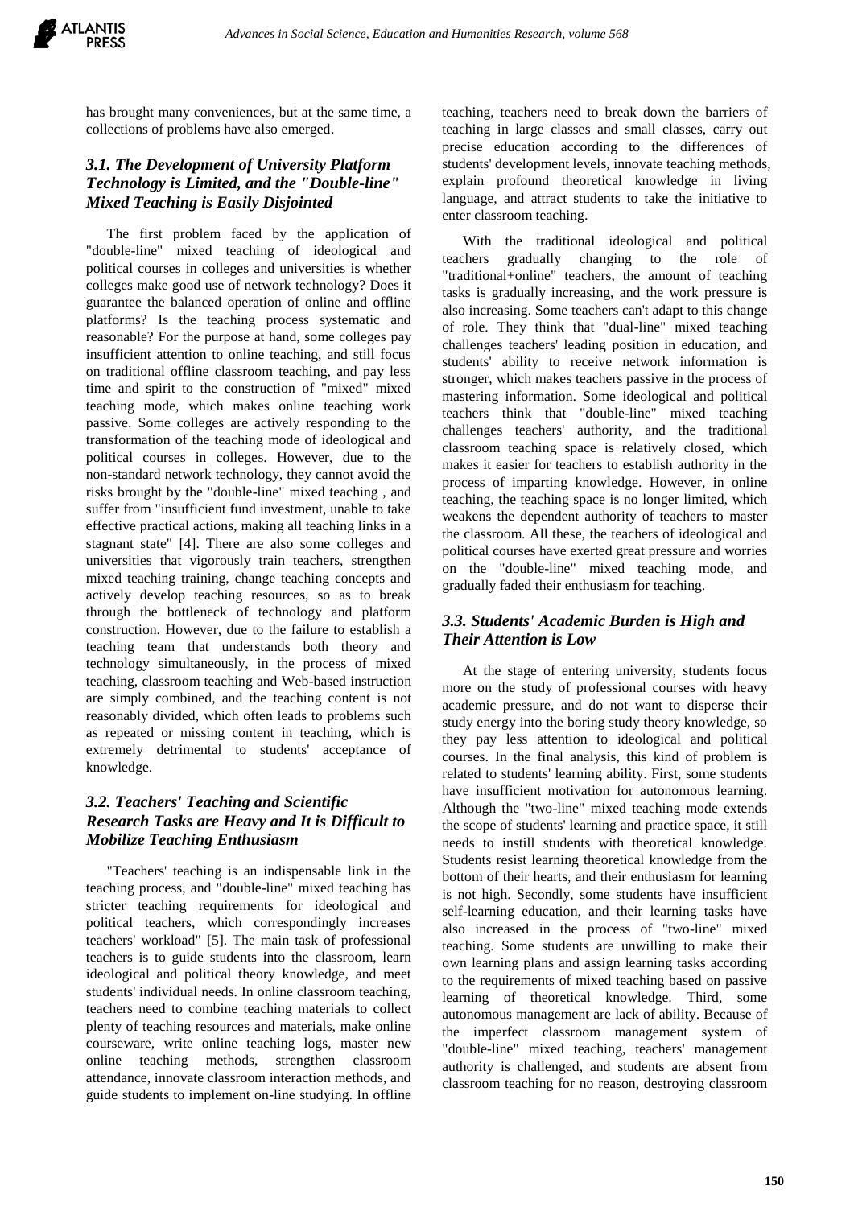has brought many conveniences, but at the same time, a collections of problems have also emerged.

### *3.1. The Development of University Platform Technology is Limited, and the "Double-line" Mixed Teaching is Easily Disjointed*

The first problem faced by the application of "double-line" mixed teaching of ideological and political courses in colleges and universities is whether colleges make good use of network technology? Does it guarantee the balanced operation of online and offline platforms? Is the teaching process systematic and reasonable? For the purpose at hand, some colleges pay insufficient attention to online teaching, and still focus on traditional offline classroom teaching, and pay less time and spirit to the construction of "mixed" mixed teaching mode, which makes online teaching work passive. Some colleges are actively responding to the transformation of the teaching mode of ideological and political courses in colleges. However, due to the non-standard network technology, they cannot avoid the risks brought by the "double-line" mixed teaching , and suffer from "insufficient fund investment, unable to take effective practical actions, making all teaching links in a stagnant state" [4]. There are also some colleges and universities that vigorously train teachers, strengthen mixed teaching training, change teaching concepts and actively develop teaching resources, so as to break through the bottleneck of technology and platform construction. However, due to the failure to establish a teaching team that understands both theory and technology simultaneously, in the process of mixed teaching, classroom teaching and Web-based instruction are simply combined, and the teaching content is not reasonably divided, which often leads to problems such as repeated or missing content in teaching, which is extremely detrimental to students' acceptance of knowledge.

### *3.2. Teachers' Teaching and Scientific Research Tasks are Heavy and It is Difficult to Mobilize Teaching Enthusiasm*

"Teachers' teaching is an indispensable link in the teaching process, and "double-line" mixed teaching has stricter teaching requirements for ideological and political teachers, which correspondingly increases teachers' workload" [5]. The main task of professional teachers is to guide students into the classroom, learn ideological and political theory knowledge, and meet students' individual needs. In online classroom teaching, teachers need to combine teaching materials to collect plenty of teaching resources and materials, make online courseware, write online teaching logs, master new online teaching methods, strengthen classroom attendance, innovate classroom interaction methods, and guide students to implement on-line studying. In offline teaching, teachers need to break down the barriers of teaching in large classes and small classes, carry out precise education according to the differences of students' development levels, innovate teaching methods, explain profound theoretical knowledge in living language, and attract students to take the initiative to enter classroom teaching.

With the traditional ideological and political teachers gradually changing to the role of "traditional+online" teachers, the amount of teaching tasks is gradually increasing, and the work pressure is also increasing. Some teachers can't adapt to this change of role. They think that "dual-line" mixed teaching challenges teachers' leading position in education, and students' ability to receive network information is stronger, which makes teachers passive in the process of mastering information. Some ideological and political teachers think that "double-line" mixed teaching challenges teachers' authority, and the traditional classroom teaching space is relatively closed, which makes it easier for teachers to establish authority in the process of imparting knowledge. However, in online teaching, the teaching space is no longer limited, which weakens the dependent authority of teachers to master the classroom. All these, the teachers of ideological and political courses have exerted great pressure and worries on the "double-line" mixed teaching mode, and gradually faded their enthusiasm for teaching.

### *3.3. Students' Academic Burden is High and Their Attention is Low*

At the stage of entering university, students focus more on the study of professional courses with heavy academic pressure, and do not want to disperse their study energy into the boring study theory knowledge, so they pay less attention to ideological and political courses. In the final analysis, this kind of problem is related to students' learning ability. First, some students have insufficient motivation for autonomous learning. Although the "two-line" mixed teaching mode extends the scope of students' learning and practice space, it still needs to instill students with theoretical knowledge. Students resist learning theoretical knowledge from the bottom of their hearts, and their enthusiasm for learning is not high. Secondly, some students have insufficient self-learning education, and their learning tasks have also increased in the process of "two-line" mixed teaching. Some students are unwilling to make their own learning plans and assign learning tasks according to the requirements of mixed teaching based on passive learning of theoretical knowledge. Third, some autonomous management are lack of ability. Because of the imperfect classroom management system of "double-line" mixed teaching, teachers' management authority is challenged, and students are absent from classroom teaching for no reason, destroying classroom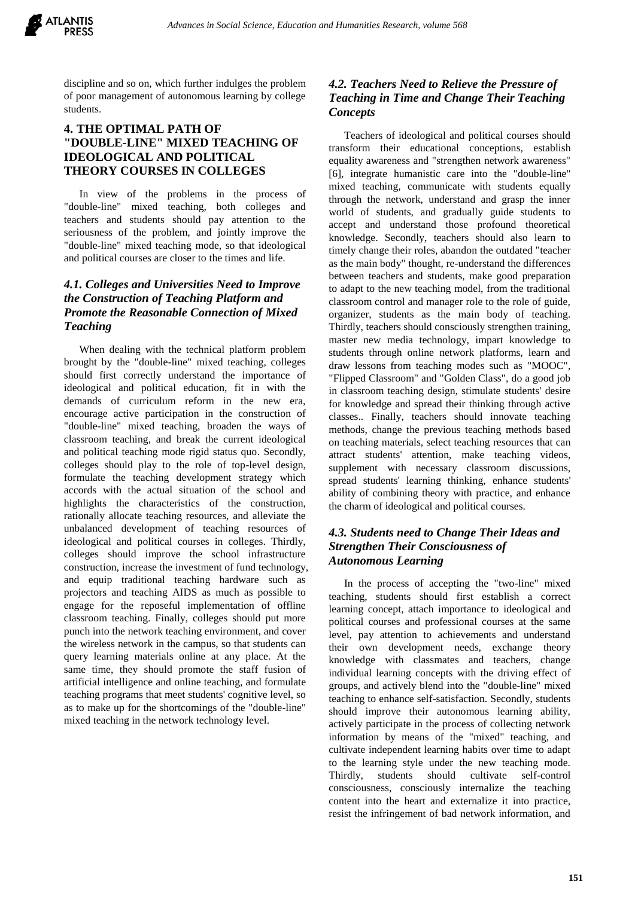discipline and so on, which further indulges the problem of poor management of autonomous learning by college students.

## 4. THE OPTIMAL PATH OF "DOUBLE-LINE" MIXED TEACHING OF IDEOLOGICAL AND POLITICAL THEORY COURSES IN COLLEGES

In view of the problems in the process of "double-line" mixed teaching, both colleges and teachers and students should pay attention to the seriousness of the problem, and jointly improve the "double-line" mixed teaching mode, so that ideological and political courses are closer to the times and life.

### *4.1. Colleges and Universities Need to Improve the Construction of Teaching Platform and Promote the Reasonable Connection of Mixed Teaching*

When dealing with the technical platform problem brought by the "double-line" mixed teaching, colleges should first correctly understand the importance of ideological and political education, fit in with the demands of curriculum reform in the new era, encourage active participation in the construction of "double-line" mixed teaching, broaden the ways of classroom teaching, and break the current ideological and political teaching mode rigid status quo. Secondly, colleges should play to the role of top-level design, formulate the teaching development strategy which accords with the actual situation of the school and highlights the characteristics of the construction, rationally allocate teaching resources, and alleviate the unbalanced development of teaching resources of ideological and political courses in colleges. Thirdly, colleges should improve the school infrastructure construction, increase the investment of fund technology, and equip traditional teaching hardware such as projectors and teaching AIDS as much as possible to engage for the reposeful implementation of offline classroom teaching. Finally, colleges should put more punch into the network teaching environment, and cover the wireless network in the campus, so that students can query learning materials online at any place. At the same time, they should promote the staff fusion of artificial intelligence and online teaching, and formulate teaching programs that meet students' cognitive level, so as to make up for the shortcomings of the "double-line" mixed teaching in the network technology level.

### *4.2. Teachers Need to Relieve the Pressure of Teaching in Time and Change Their Teaching Concepts*

Teachers of ideological and political courses should transform their educational conceptions, establish equality awareness and "strengthen network awareness" [6], integrate humanistic care into the "double-line" mixed teaching, communicate with students equally through the network, understand and grasp the inner world of students, and gradually guide students to accept and understand those profound theoretical knowledge. Secondly, teachers should also learn to timely change their roles, abandon the outdated "teacher as the main body" thought, re-understand the differences between teachers and students, make good preparation to adapt to the new teaching model, from the traditional classroom control and manager role to the role of guide, organizer, students as the main body of teaching. Thirdly, teachers should consciously strengthen training, master new media technology, impart knowledge to students through online network platforms, learn and draw lessons from teaching modes such as "MOOC", "Flipped Classroom" and "Golden Class", do a good job in classroom teaching design, stimulate students' desire for knowledge and spread their thinking through active classes.. Finally, teachers should innovate teaching methods, change the previous teaching methods based on teaching materials, select teaching resources that can attract students' attention, make teaching videos, supplement with necessary classroom discussions, spread students' learning thinking, enhance students' ability of combining theory with practice, and enhance the charm of ideological and political courses.

### *4.3. Students need to Change Their Ideas and Strengthen Their Consciousness of Autonomous Learning*

In the process of accepting the "two-line" mixed teaching, students should first establish a correct learning concept, attach importance to ideological and political courses and professional courses at the same level, pay attention to achievements and understand their own development needs, exchange theory knowledge with classmates and teachers, change individual learning concepts with the driving effect of groups, and actively blend into the "double-line" mixed teaching to enhance self-satisfaction. Secondly, students should improve their autonomous learning ability, actively participate in the process of collecting network information by means of the "mixed" teaching, and cultivate independent learning habits over time to adapt to the learning style under the new teaching mode. Thirdly, students should cultivate self-control consciousness, consciously internalize the teaching content into the heart and externalize it into practice, resist the infringement of bad network information, and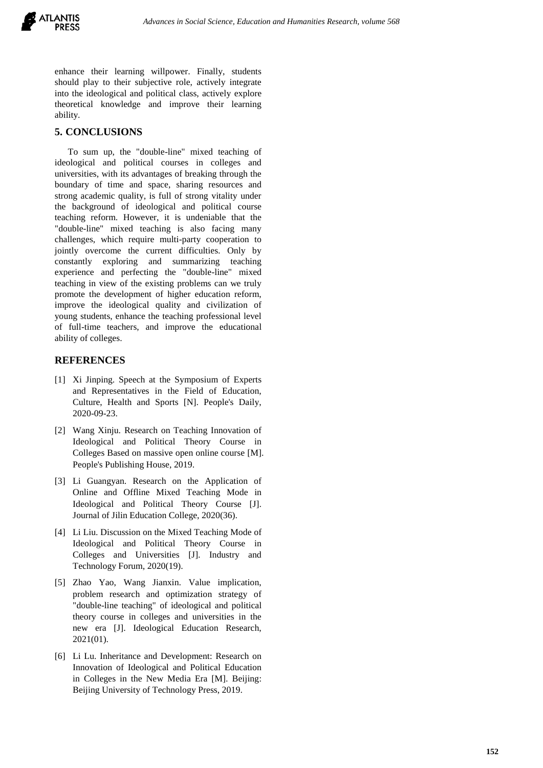enhance their learning willpower. Finally, students should play to their subjective role, actively integrate into the ideological and political class, actively explore theoretical knowledge and improve their learning ability.

## 5. CONCLUSIONS

To sum up, the "double-line" mixed teaching of ideological and political courses in colleges and universities, with its advantages of breaking through the boundary of time and space, sharing resources and strong academic quality, is full of strong vitality under the background of ideological and political course teaching reform. However, it is undeniable that the "double-line" mixed teaching is also facing many challenges, which require multi-party cooperation to jointly overcome the current difficulties. Only by constantly exploring and summarizing teaching experience and perfecting the "double-line" mixed teaching in view of the existing problems can we truly promote the development of higher education reform, improve the ideological quality and civilization of young students, enhance the teaching professional level of full-time teachers, and improve the educational ability of colleges.

## REFERENCES

[1] Xi Jinping. Speech at the Symposium of Experts and Representatives in the Field of Education, Culture, Health and Sports [N]. People's Daily, 2020-09-23.

[2] Wang Xinju. Research on Teaching Innovation of Ideological and Political Theory Course in Colleges Based on massive open online course [M]. People's Publishing House, 2019.

[3] Li Guangyan. Research on the Application of Online and Offline Mixed Teaching Mode in Ideological and Political Theory Course [J]. Journal of Jilin Education College, 2020(36).

[4] Li Liu. Discussion on the Mixed Teaching Mode of Ideological and Political Theory Course in Colleges and Universities [J]. Industry and Technology Forum, 2020(19).

[5] Zhao Yao, Wang Jianxin. Value implication, problem research and optimization strategy of "double-line teaching" of ideological and political theory course in colleges and universities in the new era [J]. Ideological Education Research, 2021(01).

[6] Li Lu. Inheritance and Development: Research on Innovation of Ideological and Political Education in Colleges in the New Media Era [M]. Beijing: Beijing University of Technology Press, 2019.